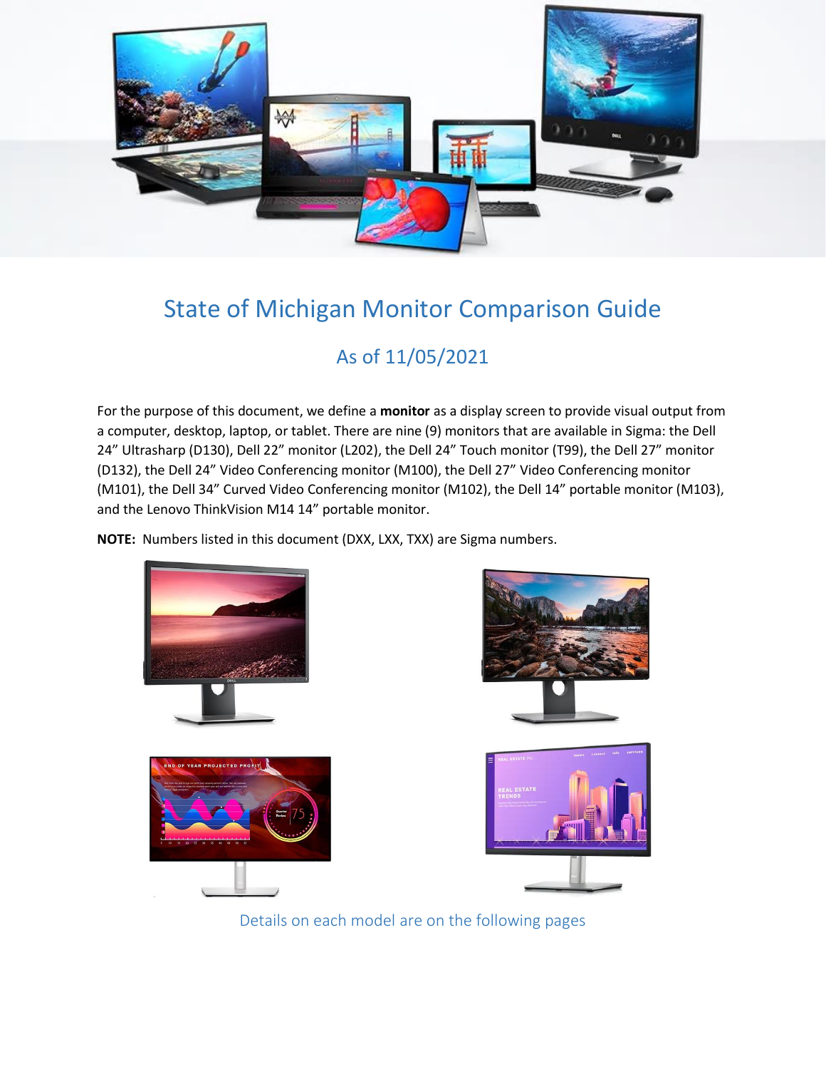# State of Michigan Monitor Comparison Guide

## As of 11/05/2021

For the purpose of this document, we define a **monitor** as a display screen to provide visual output from a computer, desktop, laptop, or tablet. There are nine (9) monitors that are available in Sigma: the Dell 24" Ultrasharp (D130), Dell 22" monitor (L202), the Dell 24" Touch monitor (T99), the Dell 27" monitor (D132), the Dell 24" Video Conferencing monitor (M100), the Dell 27" Video Conferencing monitor (M101), the Dell 34" Curved Video Conferencing monitor (M102), the Dell 14" portable monitor (M103), and the Lenovo ThinkVision M14 14" portable monitor.

**NOTE:** Numbers listed in this document (DXX, LXX, TXX) are Sigma numbers.

Details on each model are on the following pages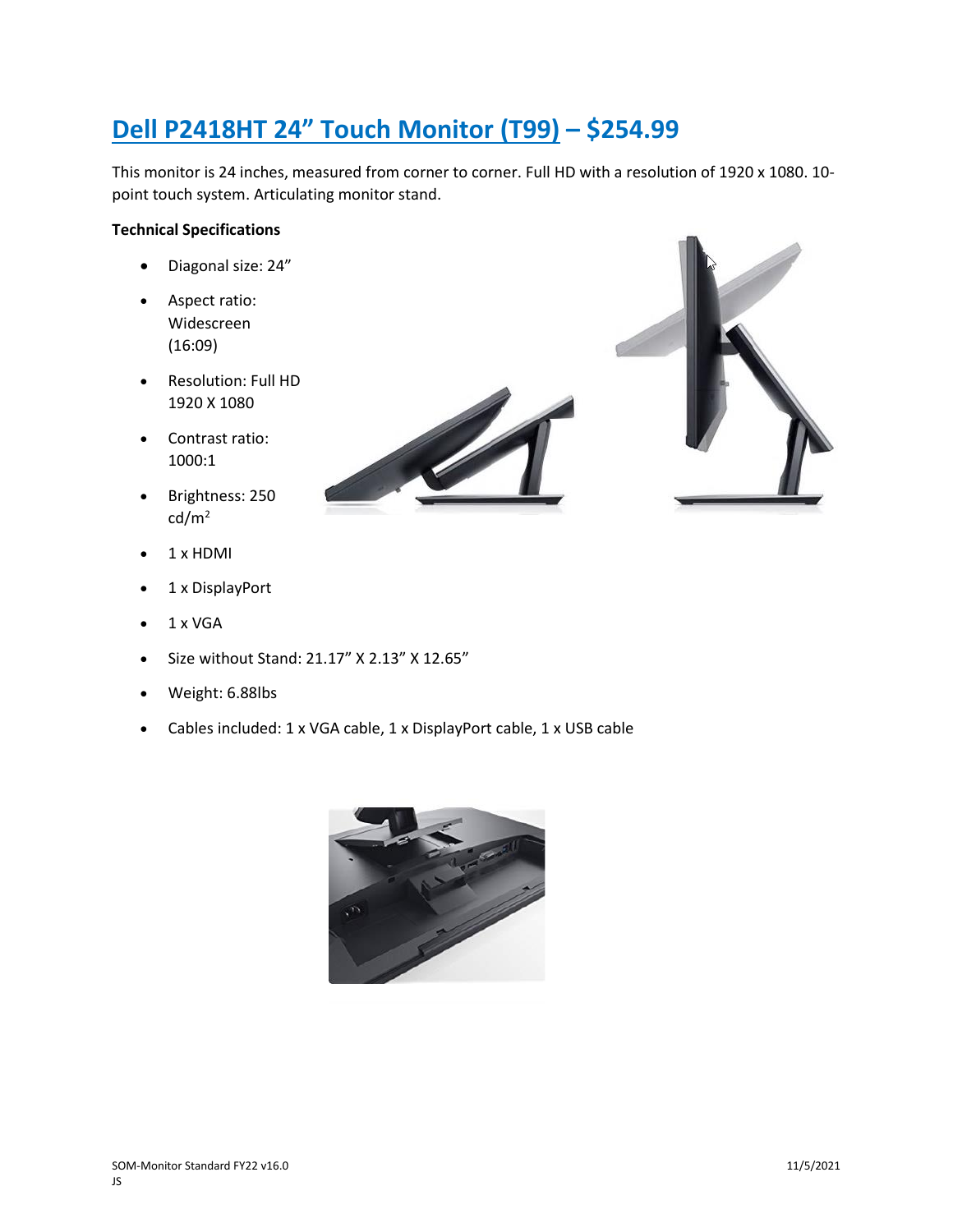## [Dell P2418HT 24" Touch Monitor (T99)](#) – $254.99

This monitor is 24 inches, measured from corner to corner. Full HD with a resolution of 1920 x 1080. 10-point touch system. Articulating monitor stand.

**Technical Specifications**

- Diagonal size: 24"
- Aspect ratio: Widescreen (16:09)
- Resolution: Full HD 1920 X 1080
- Contrast ratio: 1000:1
- Brightness: 250 cd/m$^2$
- 1 x HDMI
- 1 x DisplayPort
- 1 x VGA
- Size without Stand: 21.17" X 2.13" X 12.65"
- Weight: 6.88lbs
- Cables included: 1 x VGA cable, 1 x DisplayPort cable, 1 x USB cable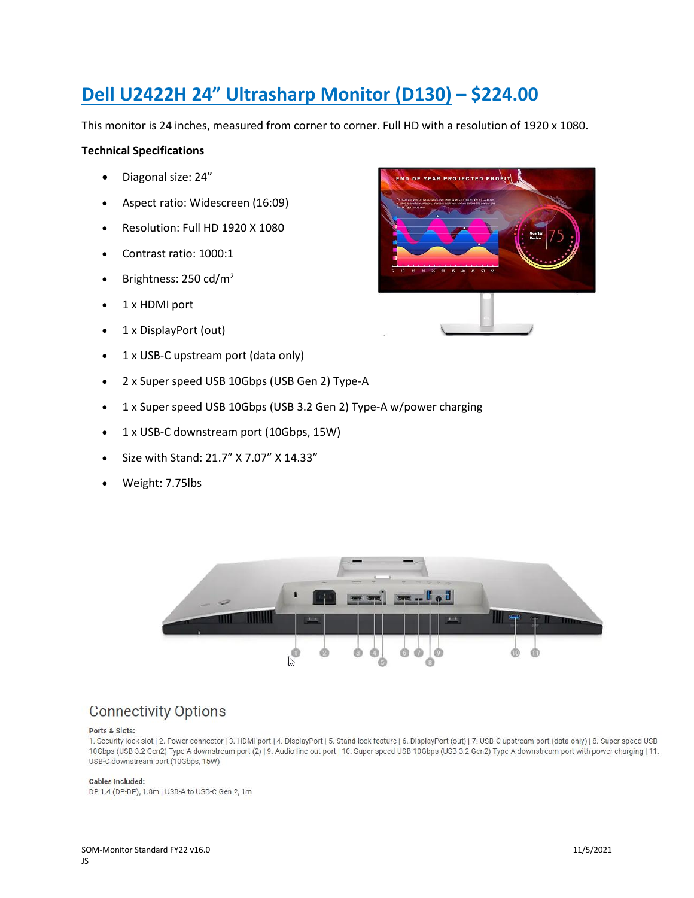# [Dell U2422H 24" Ultrasharp Monitor (D130)](#) – $224.00

This monitor is 24 inches, measured from corner to corner. Full HD with a resolution of 1920 x 1080.

**Technical Specifications**

- Diagonal size: 24"
- Aspect ratio: Widescreen (16:09)
- Resolution: Full HD 1920 X 1080
- Contrast ratio: 1000:1
- Brightness: 250 cd/$m^2$
- 1 x HDMI port
- 1 x DisplayPort (out)
- 1 x USB-C upstream port (data only)
- 2 x Super speed USB 10Gbps (USB Gen 2) Type-A
- 1 x Super speed USB 10Gbps (USB 3.2 Gen 2) Type-A w/power charging
- 1 x USB-C downstream port (10Gbps, 15W)
- Size with Stand: 21.7" X 7.07" X 14.33"
- Weight: 7.75lbs

## Connectivity Options

**Ports & Slots:**

1. Security lock slot | 2. Power connector | 3. HDMI port | 4. DisplayPort | 5. Stand lock feature | 6. DisplayPort (out) | 7. USB-C upstream port (data only) | 8. Super speed USB 10Gbps (USB 3.2 Gen2) Type-A downstream port (2) | 9. Audio line-out port | 10. Super speed USB 10Gbps (USB 3.2 Gen2) Type-A downstream port with power charging | 11. USB-C downstream port (10Gbps, 15W)

**Cables Included:**

DP 1.4 (DP-DP), 1.8m | USB-A to USB-C Gen 2, 1m

SOM-Monitor Standard FY22 v16.0
JS

11/5/2021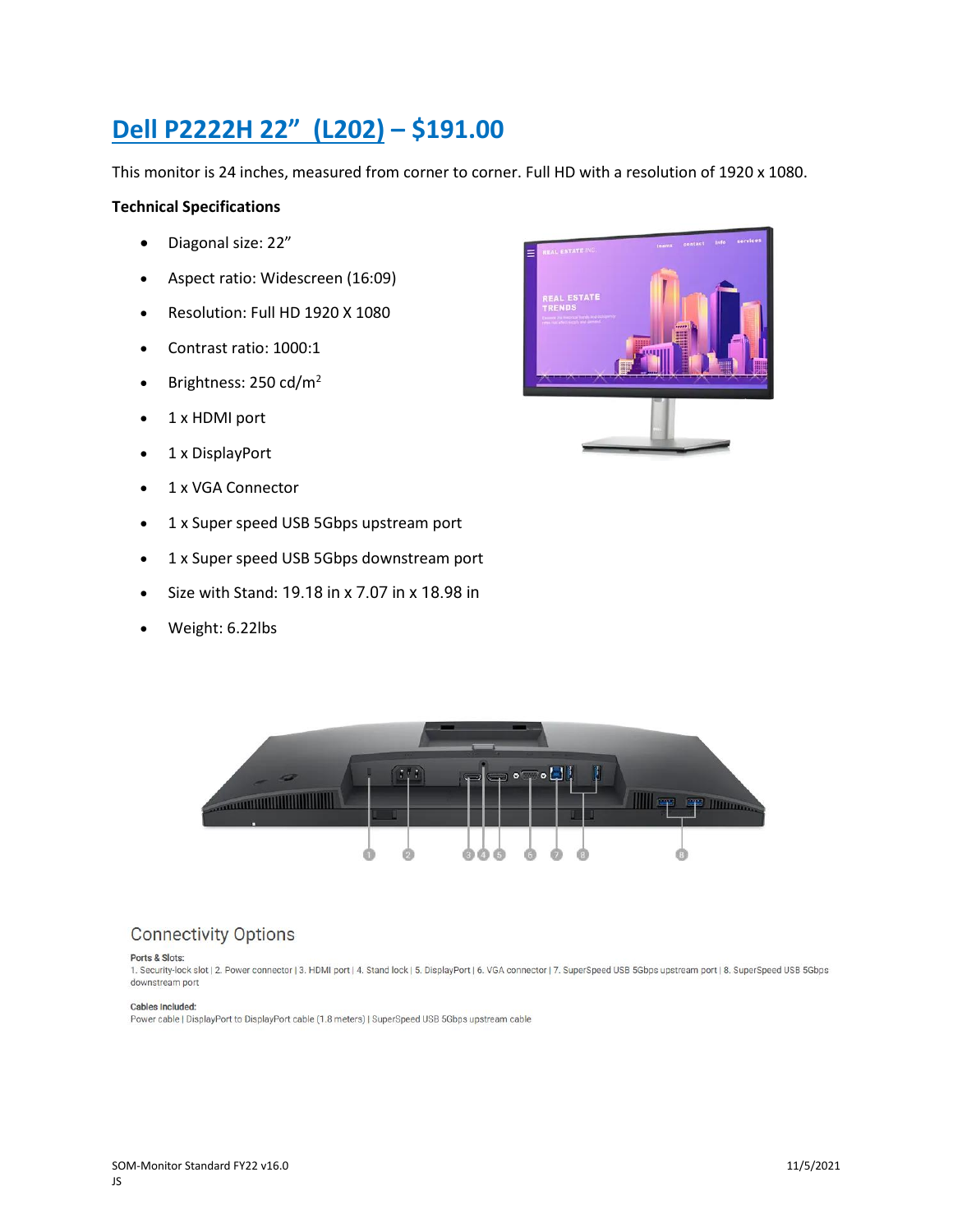## [Dell P2222H 22” (L202)](#) – $191.00

This monitor is 24 inches, measured from corner to corner. Full HD with a resolution of 1920 x 1080.

**Technical Specifications**

- Diagonal size: 22”
- Aspect ratio: Widescreen (16:09)
- Resolution: Full HD 1920 X 1080
- Contrast ratio: 1000:1
- Brightness: 250 cd/m$^2$
- 1 x HDMI port
- 1 x DisplayPort
- 1 x VGA Connector
- 1 x Super speed USB 5Gbps upstream port
- 1 x Super speed USB 5Gbps downstream port
- Size with Stand: 19.18 in x 7.07 in x 18.98 in
- Weight: 6.22lbs

Connectivity Options

Ports & Slots:
1. Security-lock slot | 2. Power connector | 3. HDMI port | 4. Stand lock | 5. DisplayPort | 6. VGA connector | 7. SuperSpeed USB 5Gbps upstream port | 8. SuperSpeed USB 5Gbps downstream port

Cables Included:
Power cable | DisplayPort to DisplayPort cable (1.8 meters) | SuperSpeed USB 5Gbps upstream cable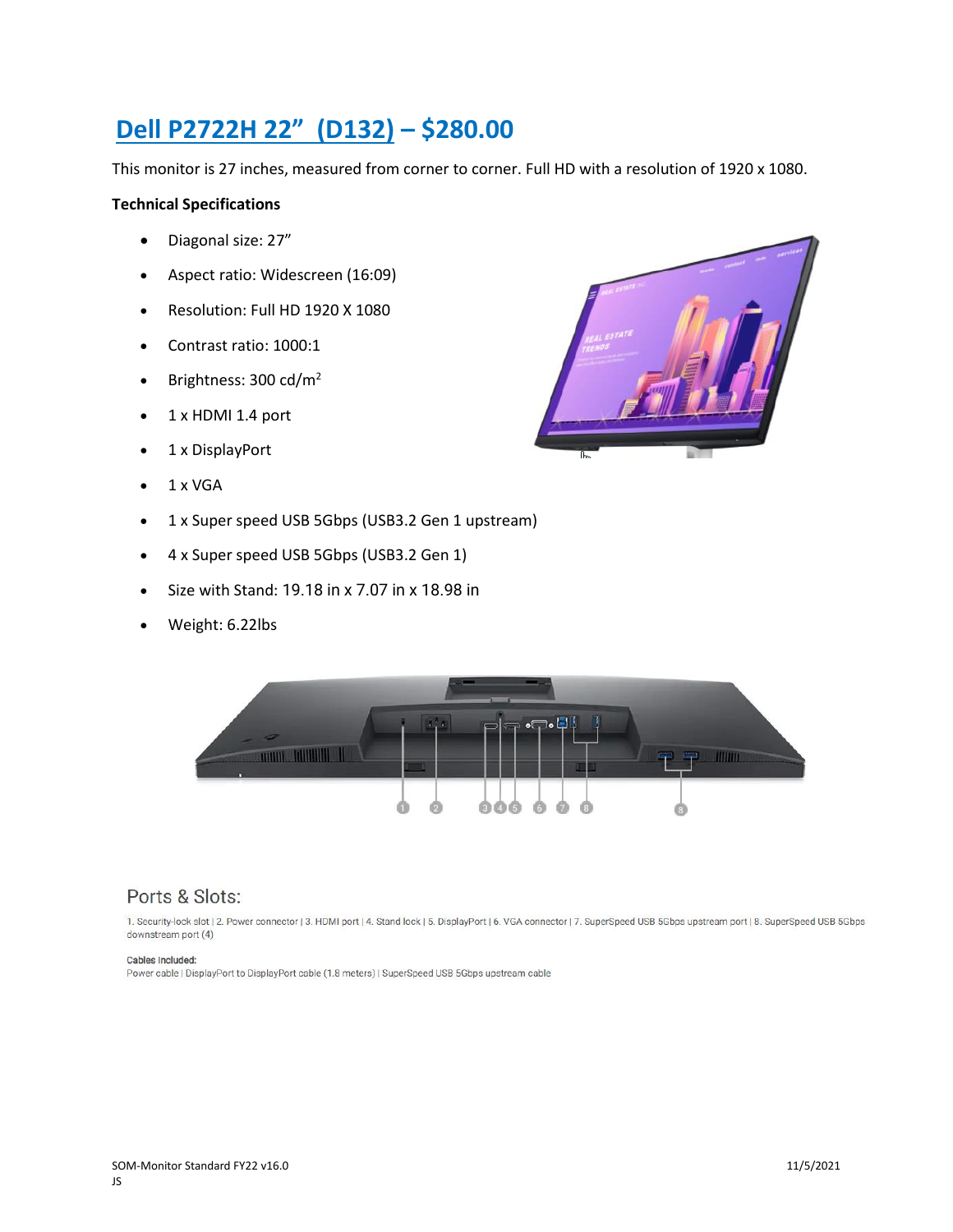# [Dell P2722H 22”  (D132)]() – $280.00

This monitor is 27 inches, measured from corner to corner. Full HD with a resolution of 1920 x 1080.

**Technical Specifications**

- Diagonal size: 27”
- Aspect ratio: Widescreen (16:09)
- Resolution: Full HD 1920 X 1080
- Contrast ratio: 1000:1
- Brightness: 300 cd/$m^2$
- 1 x HDMI 1.4 port
- 1 x DisplayPort
- 1 x VGA
- 1 x Super speed USB 5Gbps (USB3.2 Gen 1 upstream)
- 4 x Super speed USB 5Gbps (USB3.2 Gen 1)
- Size with Stand: 19.18 in x 7.07 in x 18.98 in
- Weight: 6.22lbs

## Ports & Slots:

1. Security-lock slot | 2. Power connector | 3. HDMI port | 4. Stand lock | 5. DisplayPort | 6. VGA connector | 7. SuperSpeed USB 5Gbps upstream port | 8. SuperSpeed USB 5Gbps downstream port (4)

**Cables Included:**

Power cable | DisplayPort to DisplayPort cable (1.8 meters) | SuperSpeed USB 5Gbps upstream cable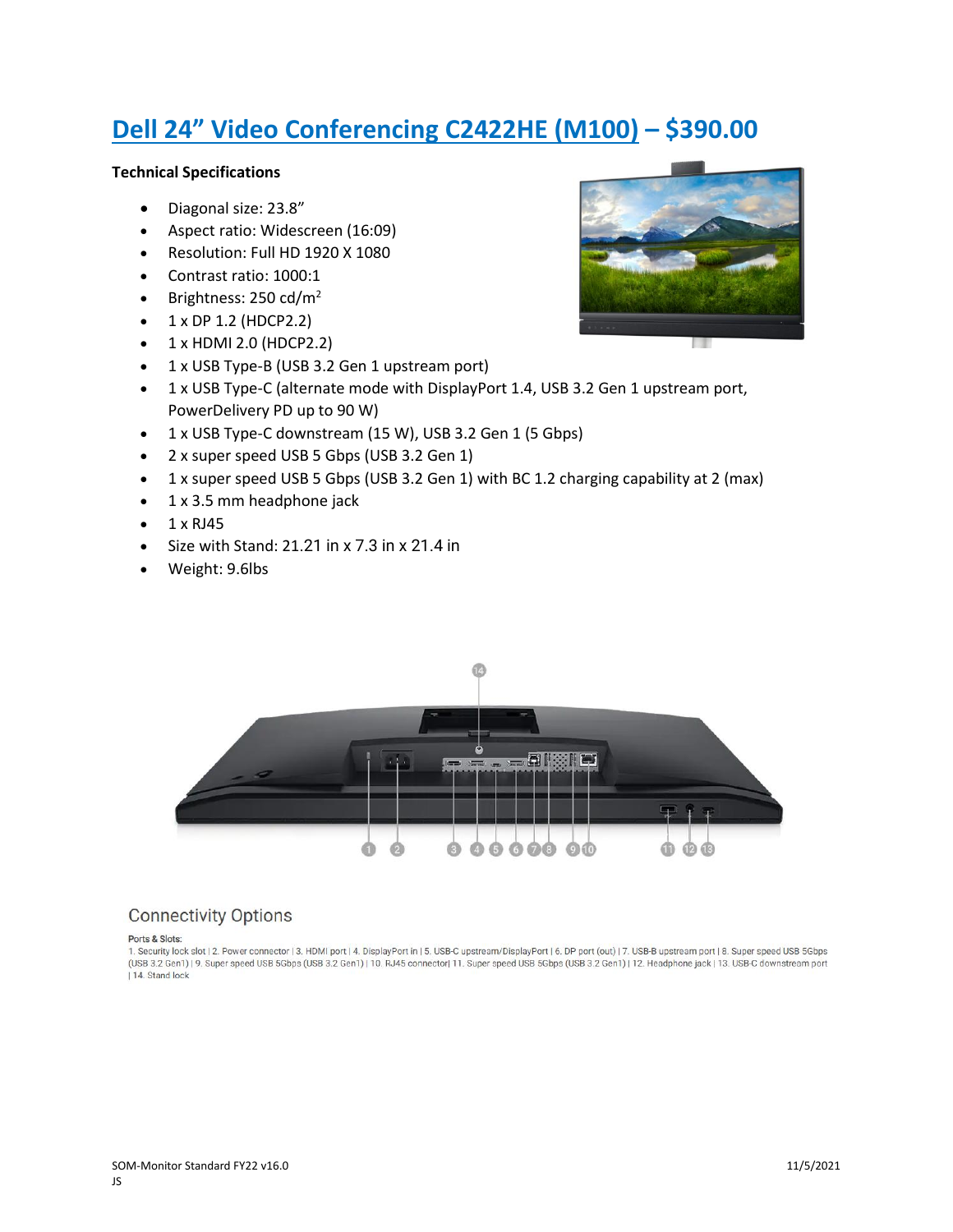# Dell 24" Video Conferencing C2422HE (M100) – $390.00

**Technical Specifications**

- Diagonal size: 23.8"
- Aspect ratio: Widescreen (16:09)
- Resolution: Full HD 1920 X 1080
- Contrast ratio: 1000:1
- Brightness: 250 cd/m$^2$
- 1 x DP 1.2 (HDCP2.2)
- 1 x HDMI 2.0 (HDCP2.2)
- 1 x USB Type-B (USB 3.2 Gen 1 upstream port)
- 1 x USB Type-C (alternate mode with DisplayPort 1.4, USB 3.2 Gen 1 upstream port, PowerDelivery PD up to 90 W)
- 1 x USB Type-C downstream (15 W), USB 3.2 Gen 1 (5 Gbps)
- 2 x super speed USB 5 Gbps (USB 3.2 Gen 1)
- 1 x super speed USB 5 Gbps (USB 3.2 Gen 1) with BC 1.2 charging capability at 2 (max)
- 1 x 3.5 mm headphone jack
- 1 x RJ45
- Size with Stand: 21.21 in x 7.3 in x 21.4 in
- Weight: 9.6lbs

## Connectivity Options

Ports & Slots:

1. Security lock slot | 2. Power connector | 3. HDMI port | 4. DisplayPort in | 5. USB-C upstream/DisplayPort | 6. DP port (out) | 7. USB-B upstream port | 8. Super speed USB 5Gbps (USB 3.2 Gen1) | 9. Super speed USB 5Gbps (USB 3.2 Gen1) | 10. RJ45 connector| 11. Super speed USB 5Gbps (USB 3.2 Gen1) | 12. Headphone jack | 13. USB-C downstream port | 14. Stand lock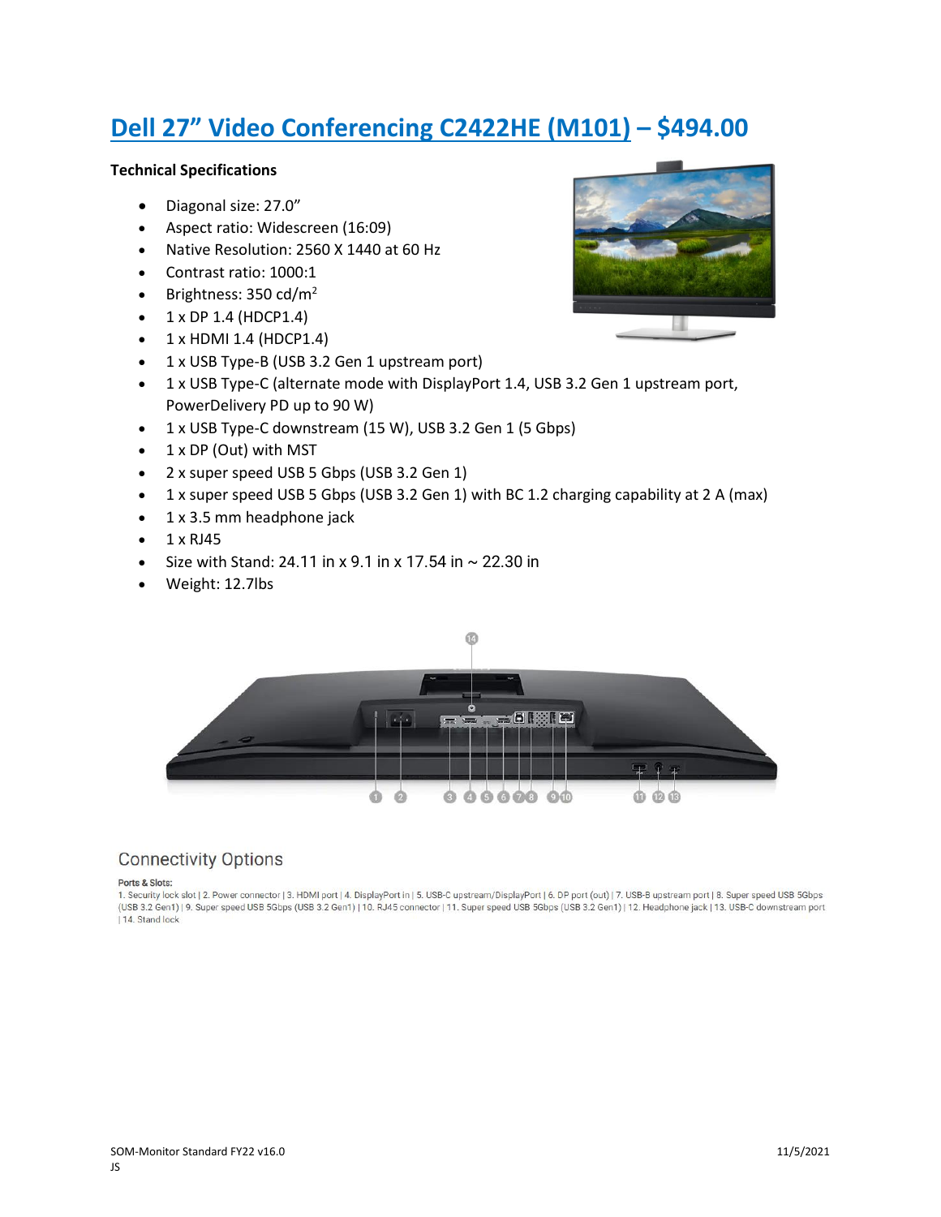# [Dell 27" Video Conferencing C2422HE (M101)](#) – $494.00

**Technical Specifications**

- Diagonal size: 27.0"
- Aspect ratio: Widescreen (16:09)
- Native Resolution: 2560 X 1440 at 60 Hz
- Contrast ratio: 1000:1
- Brightness: 350 cd/m$^2$
- 1 x DP 1.4 (HDCP1.4)
- 1 x HDMI 1.4 (HDCP1.4)
- 1 x USB Type-B (USB 3.2 Gen 1 upstream port)
- 1 x USB Type-C (alternate mode with DisplayPort 1.4, USB 3.2 Gen 1 upstream port, PowerDelivery PD up to 90 W)
- 1 x USB Type-C downstream (15 W), USB 3.2 Gen 1 (5 Gbps)
- 1 x DP (Out) with MST
- 2 x super speed USB 5 Gbps (USB 3.2 Gen 1)
- 1 x super speed USB 5 Gbps (USB 3.2 Gen 1) with BC 1.2 charging capability at 2 A (max)
- 1 x 3.5 mm headphone jack
- 1 x RJ45
- Size with Stand: 24.11 in x 9.1 in x 17.54 in ~ 22.30 in
- Weight: 12.7lbs

## Connectivity Options

**Ports & Slots:**

1. Security lock slot | 2. Power connector | 3. HDMI port | 4. DisplayPort in | 5. USB-C upstream/DisplayPort | 6. DP port (out) | 7. USB-B upstream port | 8. Super speed USB 5Gbps (USB 3.2 Gen1) | 9. Super speed USB 5Gbps (USB 3.2 Gen1) | 10. RJ45 connector | 11. Super speed USB 5Gbps (USB 3.2 Gen1) | 12. Headphone jack | 13. USB-C downstream port | 14. Stand lock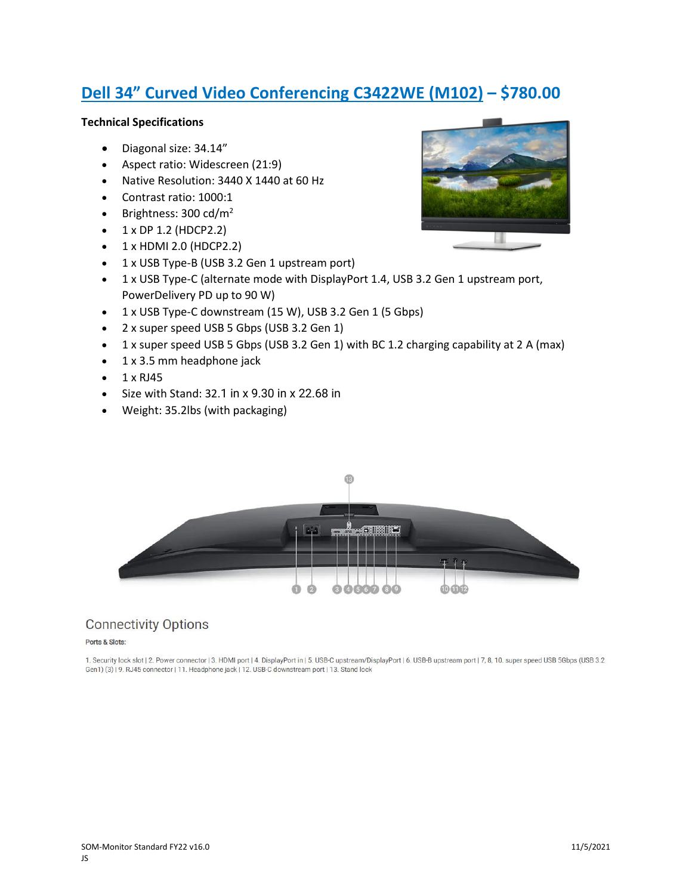## [Dell 34” Curved Video Conferencing C3422WE (M102)](#) – $780.00

**Technical Specifications**

- Diagonal size: 34.14”
- Aspect ratio: Widescreen (21:9)
- Native Resolution: 3440 X 1440 at 60 Hz
- Contrast ratio: 1000:1
- Brightness: 300 cd/$m^2$
- 1 x DP 1.2 (HDCP2.2)
- 1 x HDMI 2.0 (HDCP2.2)
- 1 x USB Type-B (USB 3.2 Gen 1 upstream port)
- 1 x USB Type-C (alternate mode with DisplayPort 1.4, USB 3.2 Gen 1 upstream port, PowerDelivery PD up to 90 W)
- 1 x USB Type-C downstream (15 W), USB 3.2 Gen 1 (5 Gbps)
- 2 x super speed USB 5 Gbps (USB 3.2 Gen 1)
- 1 x super speed USB 5 Gbps (USB 3.2 Gen 1) with BC 1.2 charging capability at 2 A (max)
- 1 x 3.5 mm headphone jack
- 1 x RJ45
- Size with Stand: 32.1 in x 9.30 in x 22.68 in
- Weight: 35.2lbs (with packaging)

### Connectivity Options

Ports & Slots:

1. Security lock slot | 2. Power connector | 3. HDMI port | 4. DisplayPort in | 5. USB-C upstream/DisplayPort | 6. USB-B upstream port | 7, 8, 10. super speed USB 5Gbps (USB 3.2 Gen1) (3) | 9. RJ45 connector | 11. Headphone jack | 12. USB-C downstream port | 13. Stand lock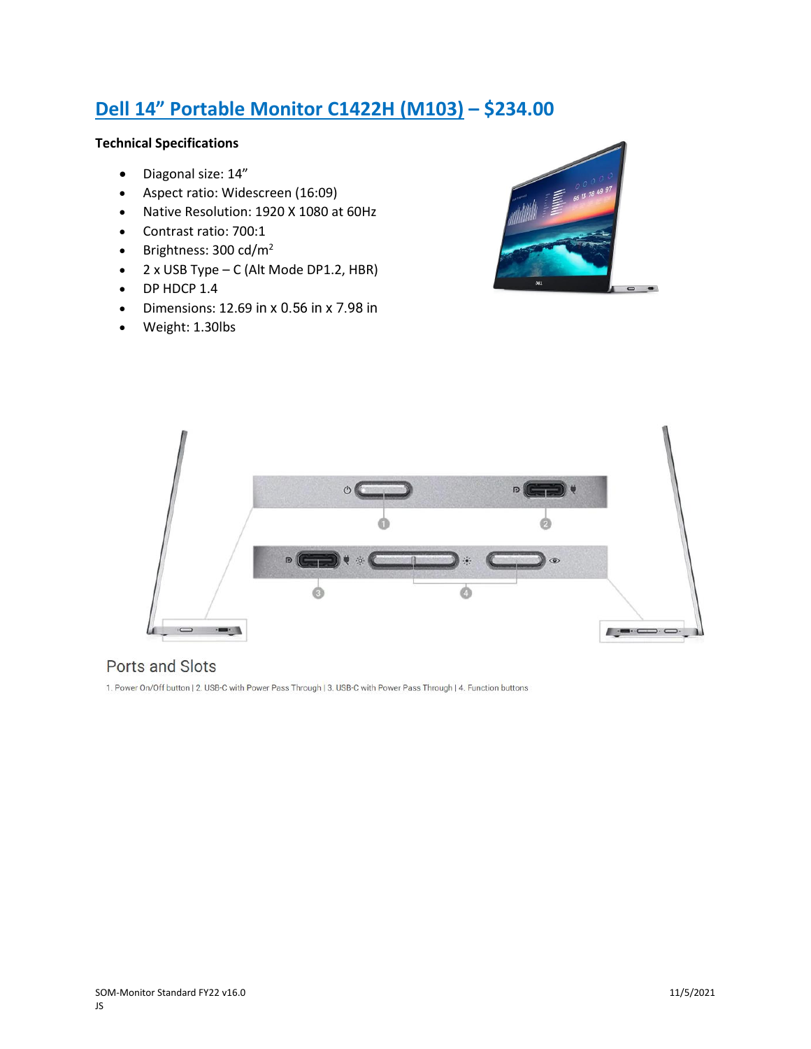## Dell 14" Portable Monitor C1422H (M103) – $234.00

**Technical Specifications**

- Diagonal size: 14"
- Aspect ratio: Widescreen (16:09)
- Native Resolution: 1920 X 1080 at 60Hz
- Contrast ratio: 700:1
- Brightness: 300 cd/$m^2$
- 2 x USB Type – C (Alt Mode DP1.2, HBR)
- DP HDCP 1.4
- Dimensions: 12.69 in x 0.56 in x 7.98 in
- Weight: 1.30lbs

Ports and Slots

1. Power On/Off button | 2. USB-C with Power Pass Through | 3. USB-C with Power Pass Through | 4. Function buttons

SOM-Monitor Standard FY22 v16.0
JS

11/5/2021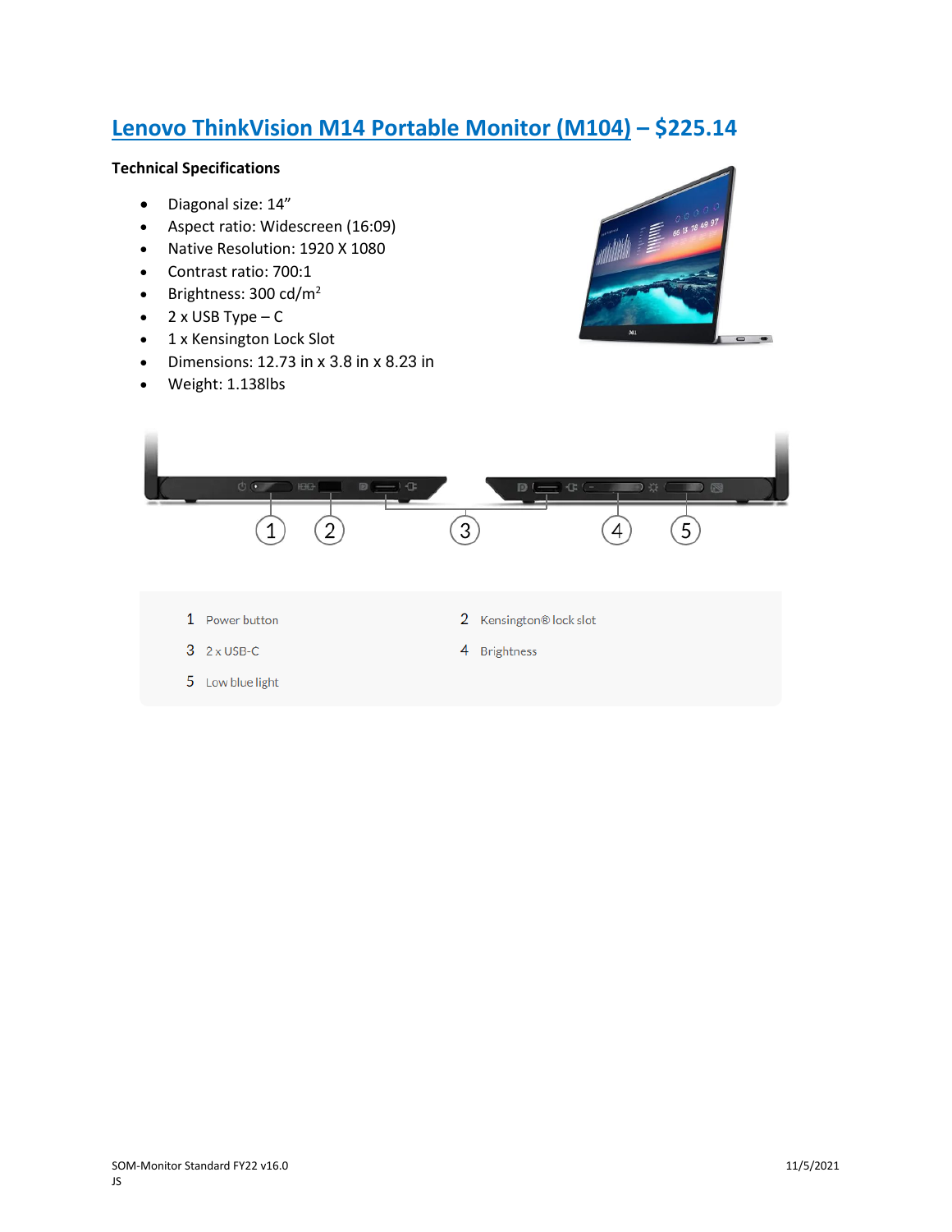## [Lenovo ThinkVision M14 Portable Monitor (M104)](#) – $225.14

**Technical Specifications**

- Diagonal size: 14”
- Aspect ratio: Widescreen (16:09)
- Native Resolution: 1920 X 1080
- Contrast ratio: 700:1
- Brightness: 300 cd/m$^2$
- 2 x USB Type – C
- 1 x Kensington Lock Slot
- Dimensions: 12.73 in x 3.8 in x 8.23 in
- Weight: 1.138lbs

| | |
|---|---|
| 1 Power button | 2 Kensington® lock slot |
| 3 2 x USB-C | 4 Brightness |
| 5 Low blue light | |